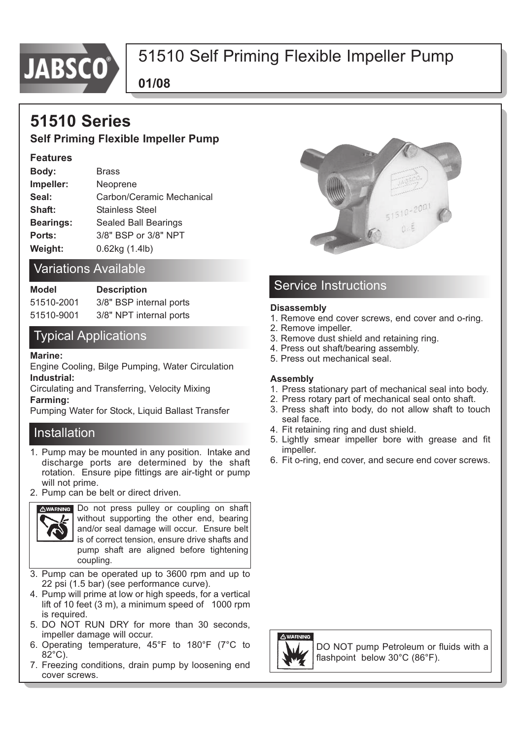# 51510 Self Priming Flexible Impeller Pump

**01/08**

## 51510 Series

### Self Priming Flexible Impeller Pump

**Features**

| | |
|---|---|
| **Body:** | Brass |
| **Impeller:** | Neoprene |
| **Seal:** | Carbon/Ceramic Mechanical |
| **Shaft:** | Stainless Steel |
| **Bearings:** | Sealed Ball Bearings |
| **Ports:** | 3/8" BSP or 3/8" NPT |
| **Weight:** | 0.62kg (1.4lb) |

## Variations Available

| Model | Description |
|---|---|
| 51510-2001 | 3/8" BSP internal ports |
| 51510-9001 | 3/8" NPT internal ports |

## Typical Applications

**Marine:**
Engine Cooling, Bilge Pumping, Water Circulation

**Industrial:**
Circulating and Transferring, Velocity Mixing

**Farming:**
Pumping Water for Stock, Liquid Ballast Transfer

## Installation

1. Pump may be mounted in any position. Intake and discharge ports are determined by the shaft rotation. Ensure pipe fittings are air-tight or pump will not prime.
2. Pump can be belt or direct driven.

> **WARNING** Do not press pulley or coupling on shaft without supporting the other end, bearing and/or seal damage will occur. Ensure belt is of correct tension, ensure drive shafts and pump shaft are aligned before tightening coupling.

3. Pump can be operated up to 3600 rpm and up to 22 psi (1.5 bar) (see performance curve).
4. Pump will prime at low or high speeds, for a vertical lift of 10 feet (3 m), a minimum speed of 1000 rpm is required.
5. DO NOT RUN DRY for more than 30 seconds, impeller damage will occur.
6. Operating temperature, 45°F to 180°F (7°C to 82°C).
7. Freezing conditions, drain pump by loosening end cover screws.

## Service Instructions

**Disassembly**

1. Remove end cover screws, end cover and o-ring.
2. Remove impeller.
3. Remove dust shield and retaining ring.
4. Press out shaft/bearing assembly.
5. Press out mechanical seal.

**Assembly**

1. Press stationary part of mechanical seal into body.
2. Press rotary part of mechanical seal onto shaft.
3. Press shaft into body, do not allow shaft to touch seal face.
4. Fit retaining ring and dust shield.
5. Lightly smear impeller bore with grease and fit impeller.
6. Fit o-ring, end cover, and secure end cover screws.

> **WARNING** DO NOT pump Petroleum or fluids with a flashpoint below 30°C (86°F).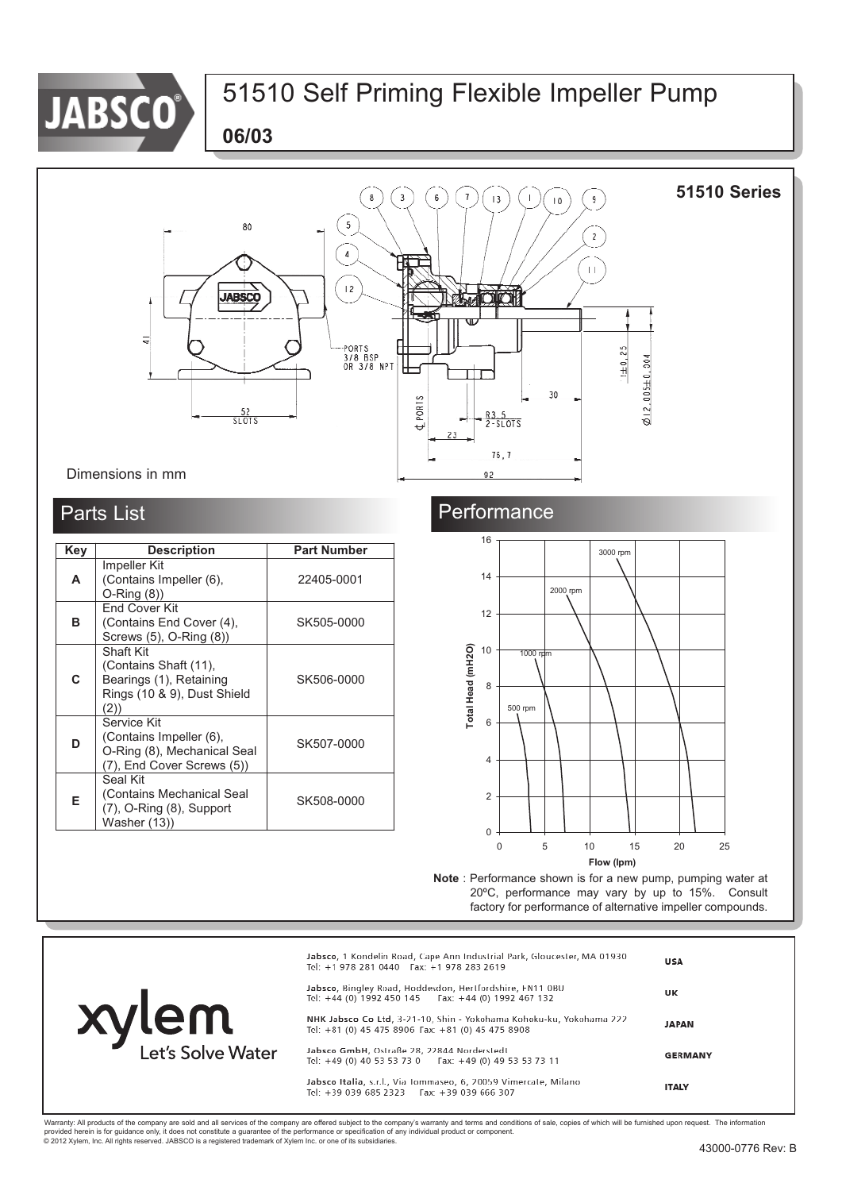# 51510 Self Priming Flexible Impeller Pump

**06/03**

**51510 Series**

80

41

52
SLOTS

PORTS
3/8 BSP
OR 3/8 NPT

8 3 6 7 13 1 10 9 5 2 4 11 12

℄ PORTS

R3.5
2-SLOTS

23

30

76.7

92

1±0.25

Ø12.005±0.004

Dimensions in mm

## Parts List

| Key | Description | Part Number |
|---|---|---|
| A | Impeller Kit (Contains Impeller (6), O-Ring (8)) | 22405-0001 |
| B | End Cover Kit (Contains End Cover (4), Screws (5), O-Ring (8)) | SK505-0000 |
| C | Shaft Kit (Contains Shaft (11), Bearings (1), Retaining Rings (10 & 9), Dust Shield (2)) | SK506-0000 |
| D | Service Kit (Contains Impeller (6), O-Ring (8), Mechanical Seal (7), End Cover Screws (5)) | SK507-0000 |
| E | Seal Kit (Contains Mechanical Seal (7), O-Ring (8), Support Washer (13)) | SK508-0000 |

## Performance

Total Head (mH2O)

0
2
4
6
8
10
12
14
16

Flow (lpm)

0
5
10
15
20
25

500 rpm
1000 rpm
2000 rpm
3000 rpm

**Note** : Performance shown is for a new pump, pumping water at 20ºC, performance may vary by up to 15%. Consult factory for performance of alternative impeller compounds.

xylem
Let's Solve Water

| | |
|---|---|
| **Jabsco**, 1 Kondelin Road, Cape Ann Industrial Park, Gloucester, MA 01930<br>Tel: +1 978 281 0440 Fax: +1 978 283 2619 | **USA** |
| **Jabsco**, Bingley Road, Hoddesdon, Hertfordshire, EN11 0BU<br>Tel: +44 (0) 1992 450 145 Fax: +44 (0) 1992 467 132 | **UK** |
| **NHK Jabsco Co Ltd**, 3-21-10, Shin - Yokohama Kohoku-ku, Yokohama 222<br>Tel: +81 (0) 45 475 8906 Fax: +81 (0) 45 475 8908 | **JAPAN** |
| **Jabsco GmbH**, Oststraße 28, 22844 Norderstedt<br>Tel: +49 (0) 40 53 53 73 0 Fax: +49 (0) 49 53 53 73 11 | **GERMANY** |
| **Jabsco Italia**, s.r.l., Via Tommaseo, 6, 20059 Vimercate, Milano<br>Tel: +39 039 685 2323 Fax: +39 039 666 307 | **ITALY** |

Warranty: All products of the company are sold and all services of the company are offered subject to the company's warranty and terms and conditions of sale, copies of which will be furnished upon request. The information provided herein is for guidance only, it does not constitute a guarantee of the performance or specification of any individual product or component.
© 2012 Xylem, Inc. All rights reserved. JABSCO is a registered trademark of Xylem Inc. or one of its subsidiaries.

43000-0776 Rev: B